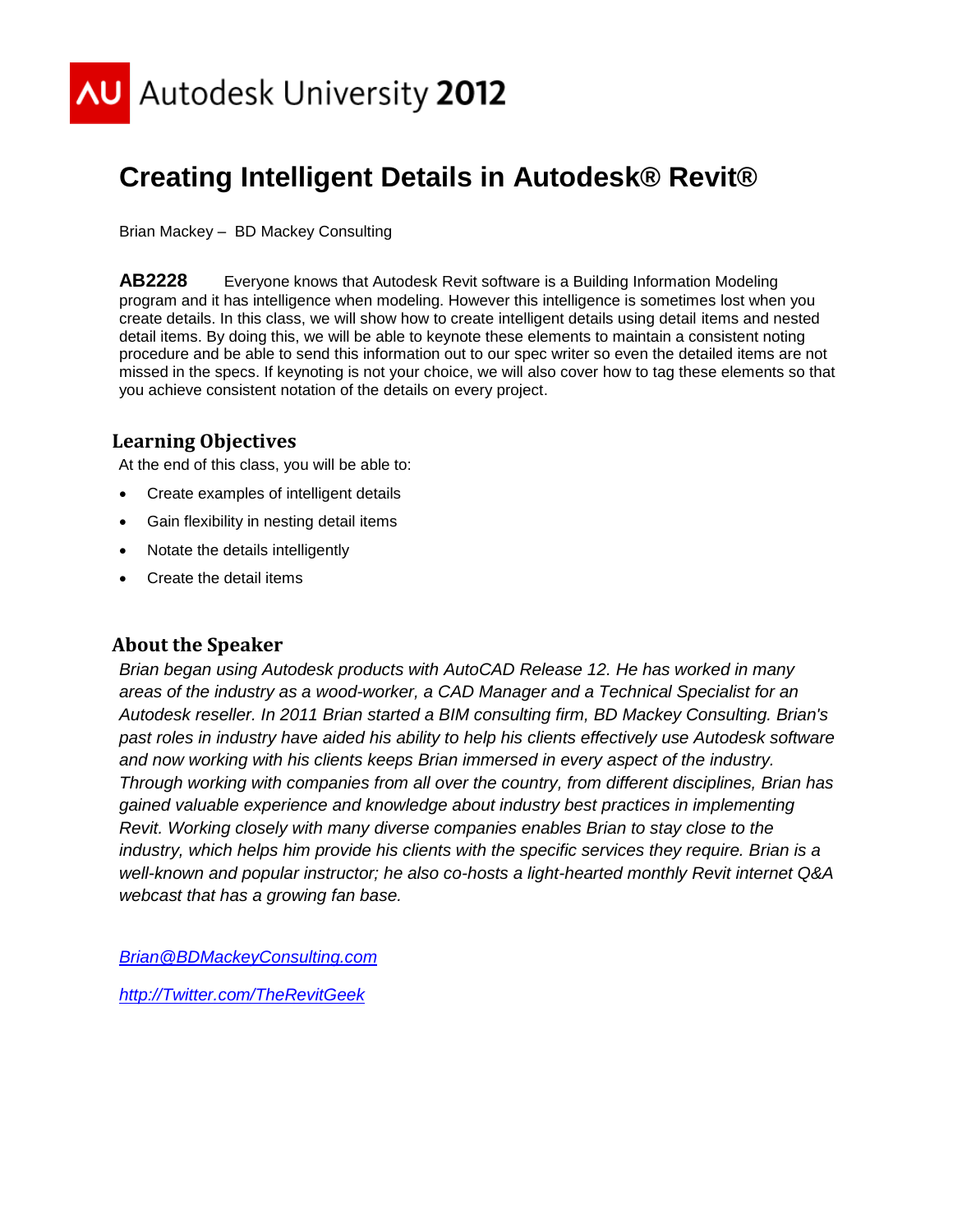Autodesk University 2012

# Creating Intelligent Details in Autodesk® Revit®

Brian Mackey – BD Mackey Consulting

**AB2228** Everyone knows that Autodesk Revit software is a Building Information Modeling program and it has intelligence when modeling. However this intelligence is sometimes lost when you create details. In this class, we will show how to create intelligent details using detail items and nested detail items. By doing this, we will be able to keynote these elements to maintain a consistent noting procedure and be able to send this information out to our spec writer so even the detailed items are not missed in the specs. If keynoting is not your choice, we will also cover how to tag these elements so that you achieve consistent notation of the details on every project.

## Learning Objectives

At the end of this class, you will be able to:

- Create examples of intelligent details
- Gain flexibility in nesting detail items
- Notate the details intelligently
- Create the detail items

## About the Speaker

*Brian began using Autodesk products with AutoCAD Release 12. He has worked in many areas of the industry as a wood-worker, a CAD Manager and a Technical Specialist for an Autodesk reseller. In 2011 Brian started a BIM consulting firm, BD Mackey Consulting. Brian's past roles in industry have aided his ability to help his clients effectively use Autodesk software and now working with his clients keeps Brian immersed in every aspect of the industry. Through working with companies from all over the country, from different disciplines, Brian has gained valuable experience and knowledge about industry best practices in implementing Revit. Working closely with many diverse companies enables Brian to stay close to the industry, which helps him provide his clients with the specific services they require. Brian is a well-known and popular instructor; he also co-hosts a light-hearted monthly Revit internet Q&A webcast that has a growing fan base.*

*Brian@BDMackeyConsulting.com*

*http://Twitter.com/TheRevitGeek*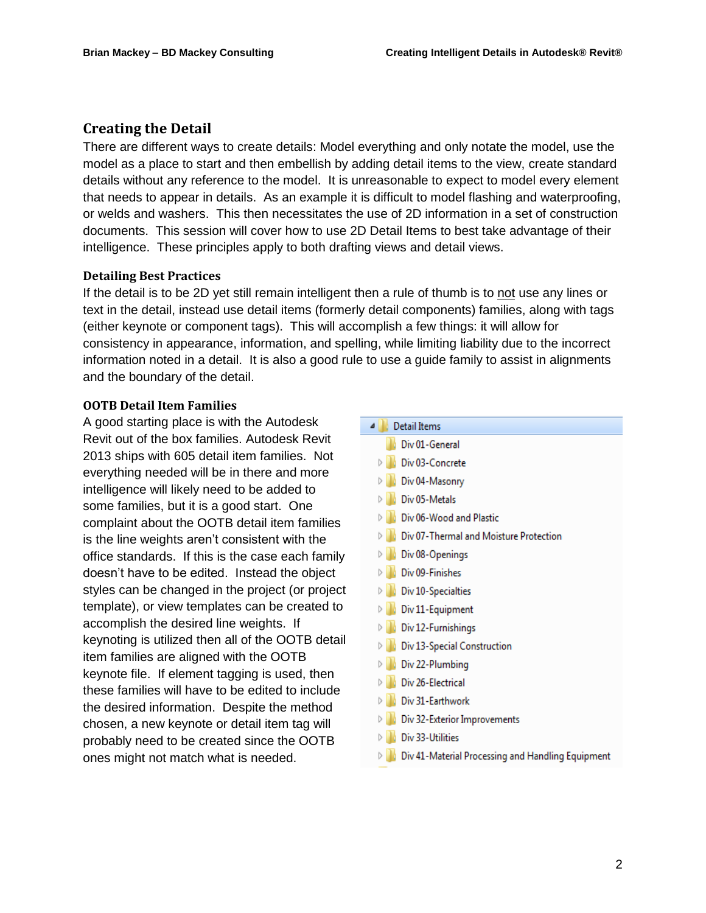## Creating the Detail

There are different ways to create details: Model everything and only notate the model, use the model as a place to start and then embellish by adding detail items to the view, create standard details without any reference to the model. It is unreasonable to expect to model every element that needs to appear in details. As an example it is difficult to model flashing and waterproofing, or welds and washers. This then necessitates the use of 2D information in a set of construction documents. This session will cover how to use 2D Detail Items to best take advantage of their intelligence. These principles apply to both drafting views and detail views.

### Detailing Best Practices

If the detail is to be 2D yet still remain intelligent then a rule of thumb is to not use any lines or text in the detail, instead use detail items (formerly detail components) families, along with tags (either keynote or component tags). This will accomplish a few things: it will allow for consistency in appearance, information, and spelling, while limiting liability due to the incorrect information noted in a detail. It is also a good rule to use a guide family to assist in alignments and the boundary of the detail.

### OOTB Detail Item Families

A good starting place is with the Autodesk Revit out of the box families. Autodesk Revit 2013 ships with 605 detail item families. Not everything needed will be in there and more intelligence will likely need to be added to some families, but it is a good start. One complaint about the OOTB detail item families is the line weights aren't consistent with the office standards. If this is the case each family doesn't have to be edited. Instead the object styles can be changed in the project (or project template), or view templates can be created to accomplish the desired line weights. If keynoting is utilized then all of the OOTB detail item families are aligned with the OOTB keynote file. If element tagging is used, then these families will have to be edited to include the desired information. Despite the method chosen, a new keynote or detail item tag will probably need to be created since the OOTB ones might not match what is needed.

- Detail Items
  - Div 01-General
  - Div 03-Concrete
  - Div 04-Masonry
  - Div 05-Metals
  - Div 06-Wood and Plastic
  - Div 07-Thermal and Moisture Protection
  - Div 08-Openings
  - Div 09-Finishes
  - Div 10-Specialties
  - Div 11-Equipment
  - Div 12-Furnishings
  - Div 13-Special Construction
  - Div 22-Plumbing
  - Div 26-Electrical
  - Div 31-Earthwork
  - Div 32-Exterior Improvements
  - Div 33-Utilities
  - Div 41-Material Processing and Handling Equipment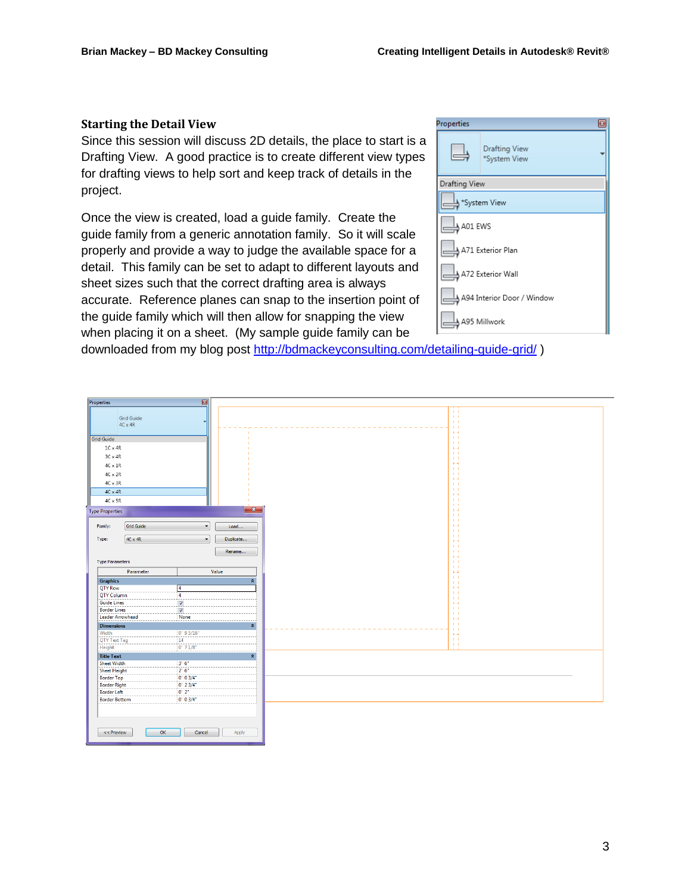### Starting the Detail View

Since this session will discuss 2D details, the place to start is a Drafting View. A good practice is to create different view types for drafting views to help sort and keep track of details in the project.

Once the view is created, load a guide family. Create the guide family from a generic annotation family. So it will scale properly and provide a way to judge the available space for a detail. This family can be set to adapt to different layouts and sheet sizes such that the correct drafting area is always accurate. Reference planes can snap to the insertion point of the guide family which will then allow for snapping the view when placing it on a sheet. (My sample guide family can be downloaded from my blog post http://bdmackeyconsulting.com/detailing-guide-grid/ )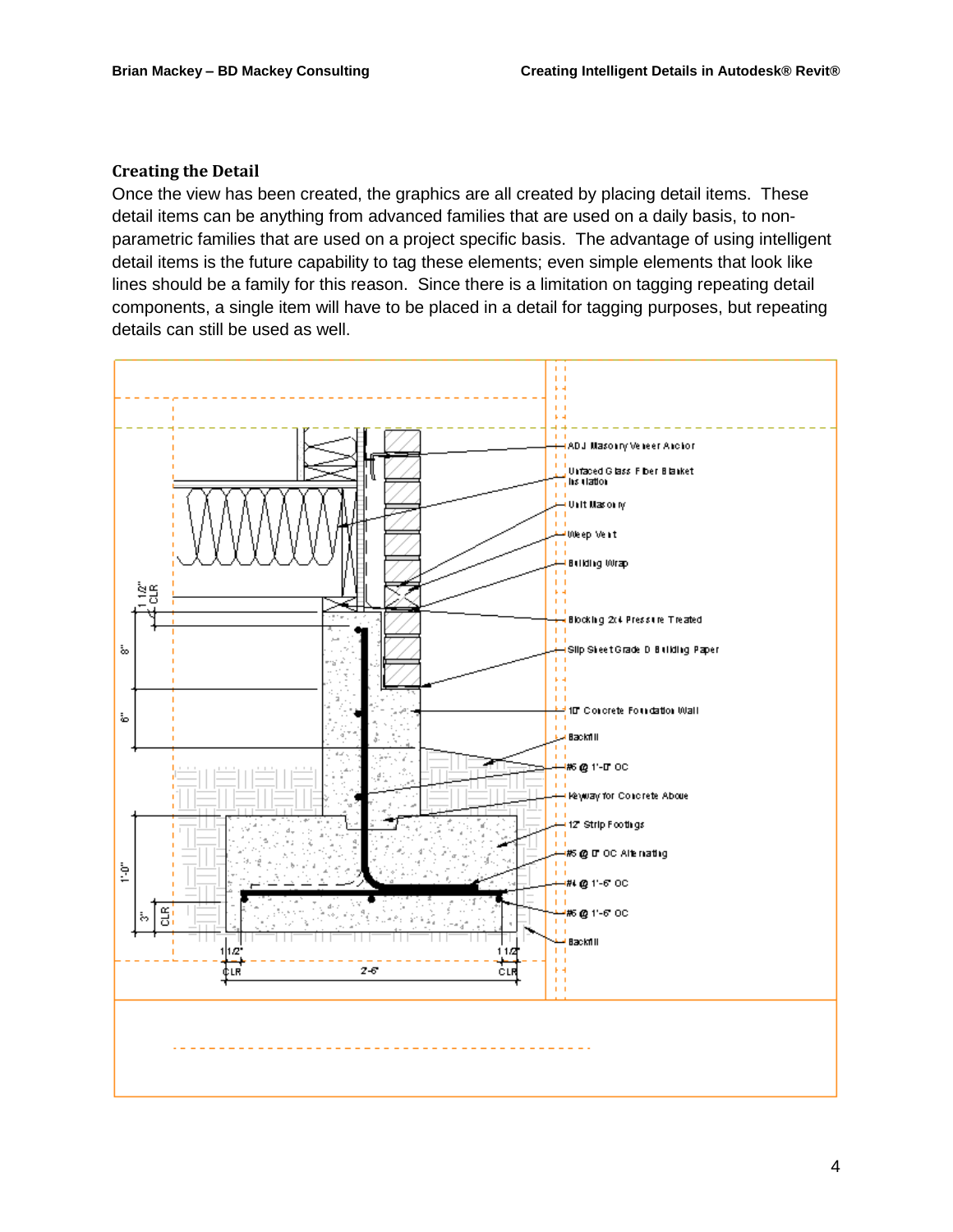### Creating the Detail

Once the view has been created, the graphics are all created by placing detail items. These detail items can be anything from advanced families that are used on a daily basis, to non-parametric families that are used on a project specific basis. The advantage of using intelligent detail items is the future capability to tag these elements; even simple elements that look like lines should be a family for this reason. Since there is a limitation on tagging repeating detail components, a single item will have to be placed in a detail for tagging purposes, but repeating details can still be used as well.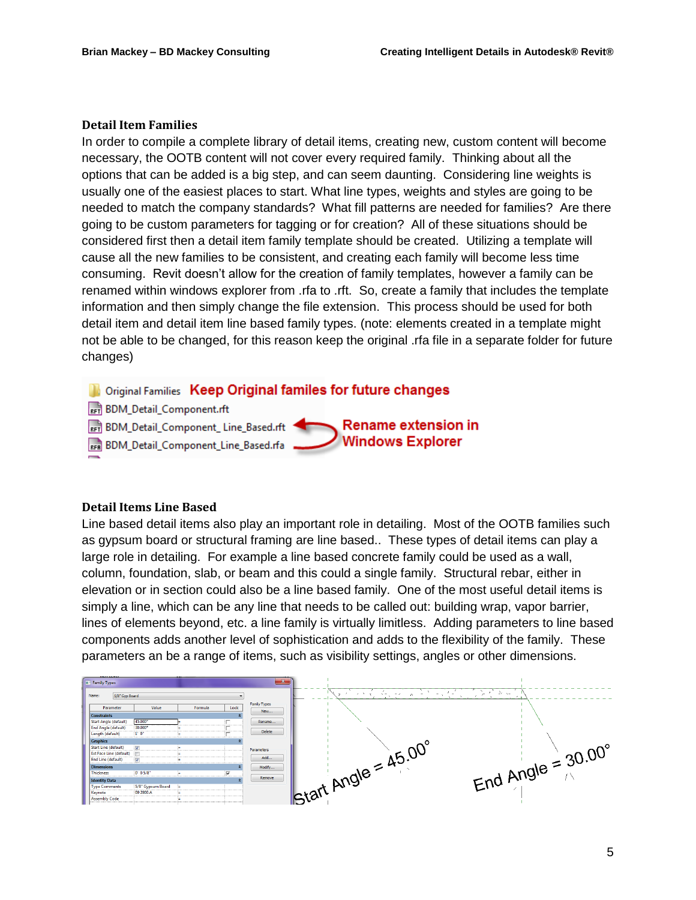### Detail Item Families

In order to compile a complete library of detail items, creating new, custom content will become necessary, the OOTB content will not cover every required family. Thinking about all the options that can be added is a big step, and can seem daunting. Considering line weights is usually one of the easiest places to start. What line types, weights and styles are going to be needed to match the company standards? What fill patterns are needed for families? Are there going to be custom parameters for tagging or for creation? All of these situations should be considered first then a detail item family template should be created. Utilizing a template will cause all the new families to be consistent, and creating each family will become less time consuming. Revit doesn't allow for the creation of family templates, however a family can be renamed within windows explorer from .rfa to .rft. So, create a family that includes the template information and then simply change the file extension. This process should be used for both detail item and detail item line based family types. (note: elements created in a template might not be able to be changed, for this reason keep the original .rfa file in a separate folder for future changes)

### Detail Items Line Based

Line based detail items also play an important role in detailing. Most of the OOTB families such as gypsum board or structural framing are line based.. These types of detail items can play a large role in detailing. For example a line based concrete family could be used as a wall, column, foundation, slab, or beam and this could a single family. Structural rebar, either in elevation or in section could also be a line based family. One of the most useful detail items is simply a line, which can be any line that needs to be called out: building wrap, vapor barrier, lines of elements beyond, etc. a line family is virtually limitless. Adding parameters to line based components adds another level of sophistication and adds to the flexibility of the family. These parameters an be a range of items, such as visibility settings, angles or other dimensions.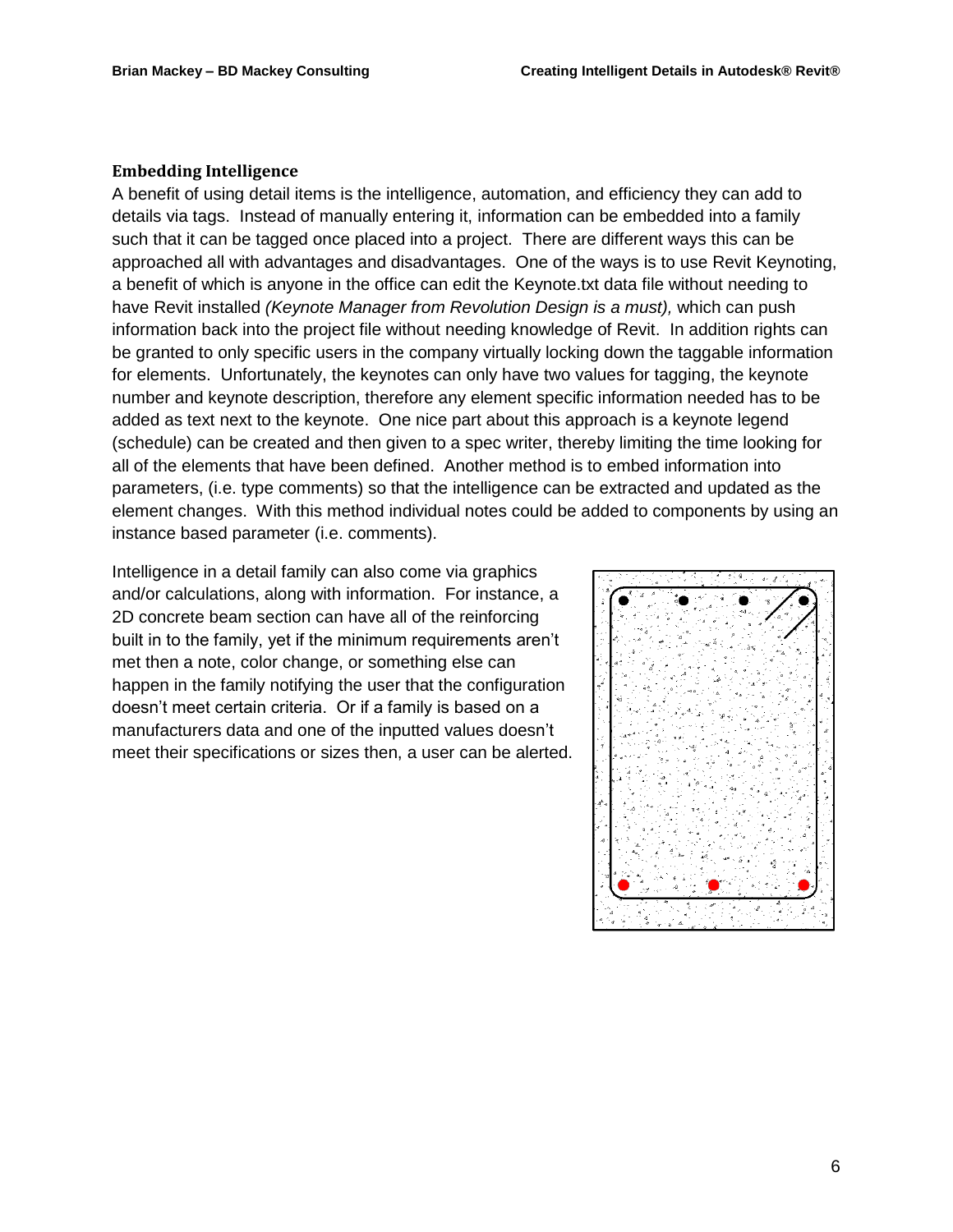## Embedding Intelligence

A benefit of using detail items is the intelligence, automation, and efficiency they can add to details via tags. Instead of manually entering it, information can be embedded into a family such that it can be tagged once placed into a project. There are different ways this can be approached all with advantages and disadvantages. One of the ways is to use Revit Keynoting, a benefit of which is anyone in the office can edit the Keynote.txt data file without needing to have Revit installed *(Keynote Manager from Revolution Design is a must),* which can push information back into the project file without needing knowledge of Revit. In addition rights can be granted to only specific users in the company virtually locking down the taggable information for elements. Unfortunately, the keynotes can only have two values for tagging, the keynote number and keynote description, therefore any element specific information needed has to be added as text next to the keynote. One nice part about this approach is a keynote legend (schedule) can be created and then given to a spec writer, thereby limiting the time looking for all of the elements that have been defined. Another method is to embed information into parameters, (i.e. type comments) so that the intelligence can be extracted and updated as the element changes. With this method individual notes could be added to components by using an instance based parameter (i.e. comments).

Intelligence in a detail family can also come via graphics and/or calculations, along with information. For instance, a 2D concrete beam section can have all of the reinforcing built in to the family, yet if the minimum requirements aren't met then a note, color change, or something else can happen in the family notifying the user that the configuration doesn't meet certain criteria. Or if a family is based on a manufacturers data and one of the inputted values doesn't meet their specifications or sizes then, a user can be alerted.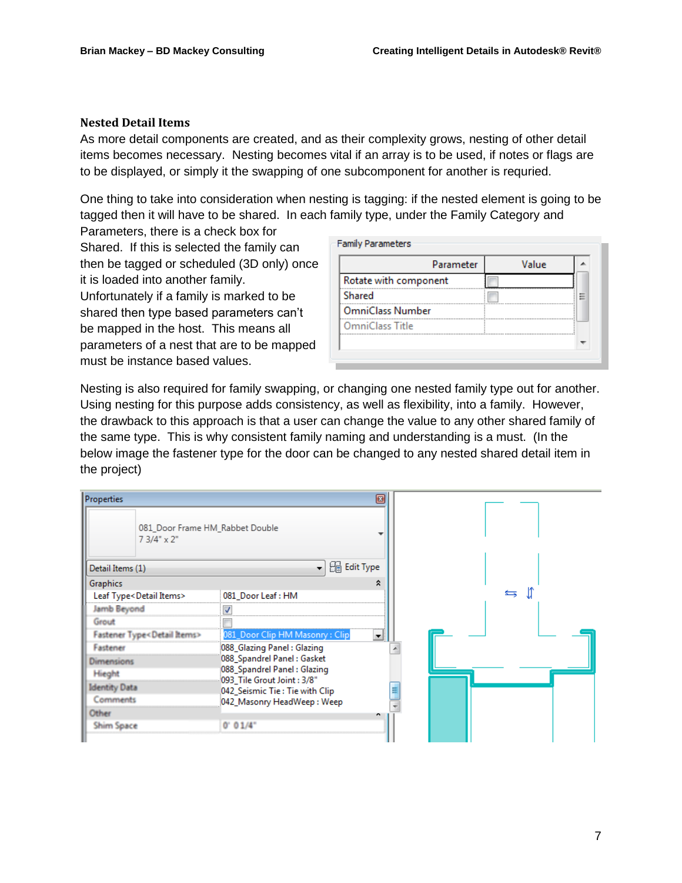### Nested Detail Items

As more detail components are created, and as their complexity grows, nesting of other detail items becomes necessary. Nesting becomes vital if an array is to be used, if notes or flags are to be displayed, or simply it the swapping of one subcomponent for another is requried.

One thing to take into consideration when nesting is tagging: if the nested element is going to be tagged then it will have to be shared. In each family type, under the Family Category and Parameters, there is a check box for Shared. If this is selected the family can then be tagged or scheduled (3D only) once it is loaded into another family. Unfortunately if a family is marked to be shared then type based parameters can't be mapped in the host. This means all parameters of a nest that are to be mapped must be instance based values.

Nesting is also required for family swapping, or changing one nested family type out for another. Using nesting for this purpose adds consistency, as well as flexibility, into a family. However, the drawback to this approach is that a user can change the value to any other shared family of the same type. This is why consistent family naming and understanding is a must. (In the below image the fastener type for the door can be changed to any nested shared detail item in the project)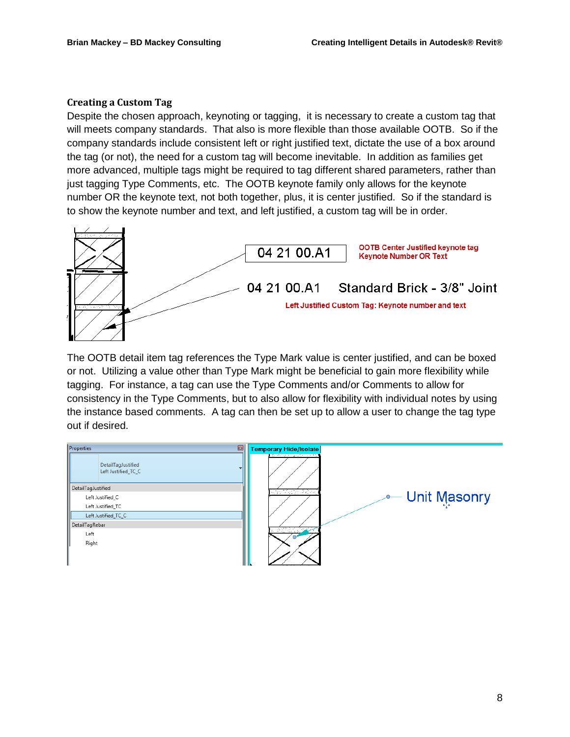### Creating a Custom Tag

Despite the chosen approach, keynoting or tagging, it is necessary to create a custom tag that will meets company standards. That also is more flexible than those available OOTB. So if the company standards include consistent left or right justified text, dictate the use of a box around the tag (or not), the need for a custom tag will become inevitable. In addition as families get more advanced, multiple tags might be required to tag different shared parameters, rather than just tagging Type Comments, etc. The OOTB keynote family only allows for the keynote number OR the keynote text, not both together, plus, it is center justified. So if the standard is to show the keynote number and text, and left justified, a custom tag will be in order.

04 21 00.A1

OOTB Center Justified keynote tag
Keynote Number OR Text

04 21 00.A1 Standard Brick - 3/8" Joint

Left Justified Custom Tag: Keynote number and text

The OOTB detail item tag references the Type Mark value is center justified, and can be boxed or not. Utilizing a value other than Type Mark might be beneficial to gain more flexibility while tagging. For instance, a tag can use the Type Comments and/or Comments to allow for consistency in the Type Comments, but to also allow for flexibility with individual notes by using the instance based comments. A tag can then be set up to allow a user to change the tag type out if desired.

Properties

DetailTagJustified
Left Justified_TC_C

DetailTagJustified
- Left Justified_C
- Left Justified_TC
- Left Justified_TC_C

DetailTagRebar
- Left
- Right

Temporary Hide/Isolate

Unit Masonry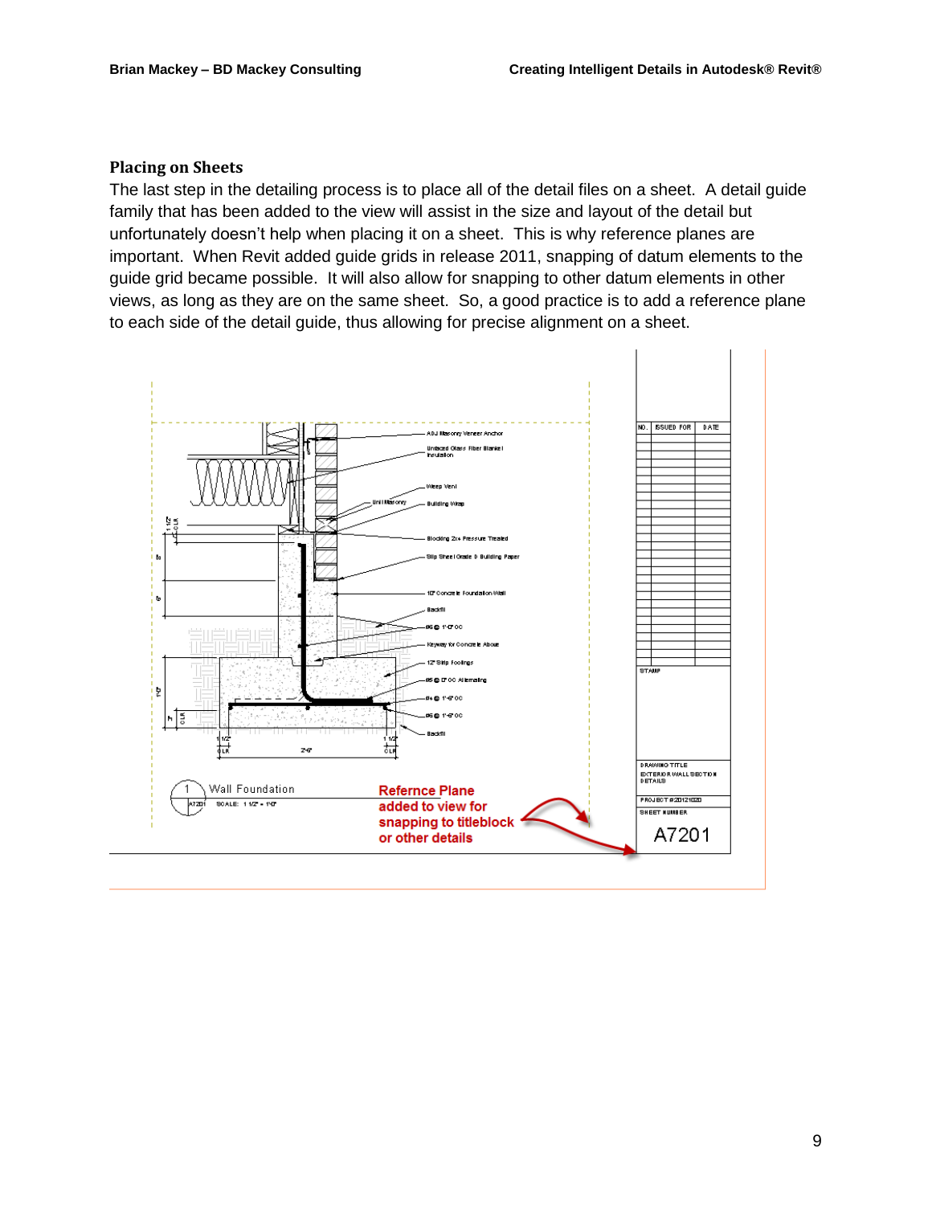## Placing on Sheets

The last step in the detailing process is to place all of the detail files on a sheet. A detail guide family that has been added to the view will assist in the size and layout of the detail but unfortunately doesn't help when placing it on a sheet. This is why reference planes are important. When Revit added guide grids in release 2011, snapping of datum elements to the guide grid became possible. It will also allow for snapping to other datum elements in other views, as long as they are on the same sheet. So, a good practice is to add a reference plane to each side of the detail guide, thus allowing for precise alignment on a sheet.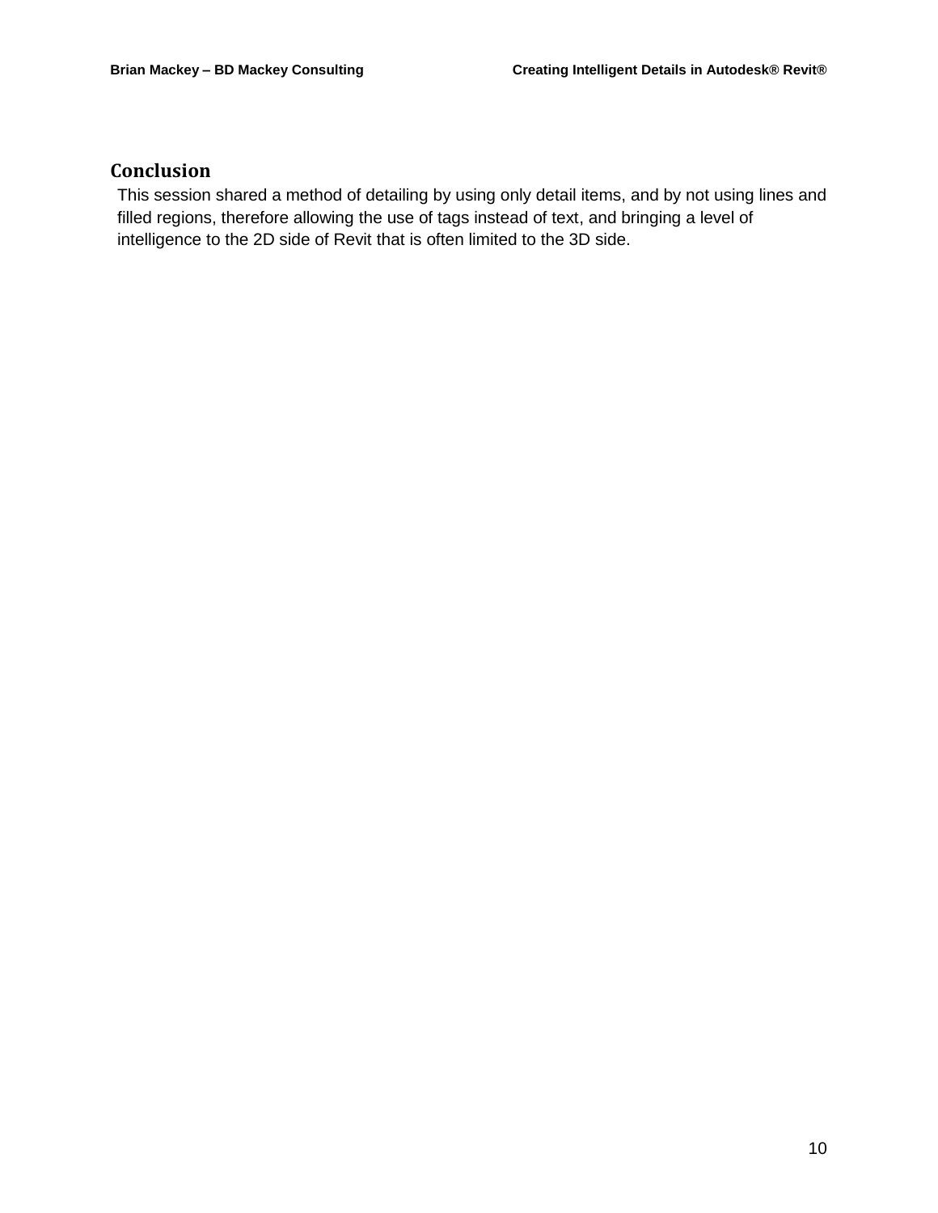## Conclusion

This session shared a method of detailing by using only detail items, and by not using lines and filled regions, therefore allowing the use of tags instead of text, and bringing a level of intelligence to the 2D side of Revit that is often limited to the 3D side.